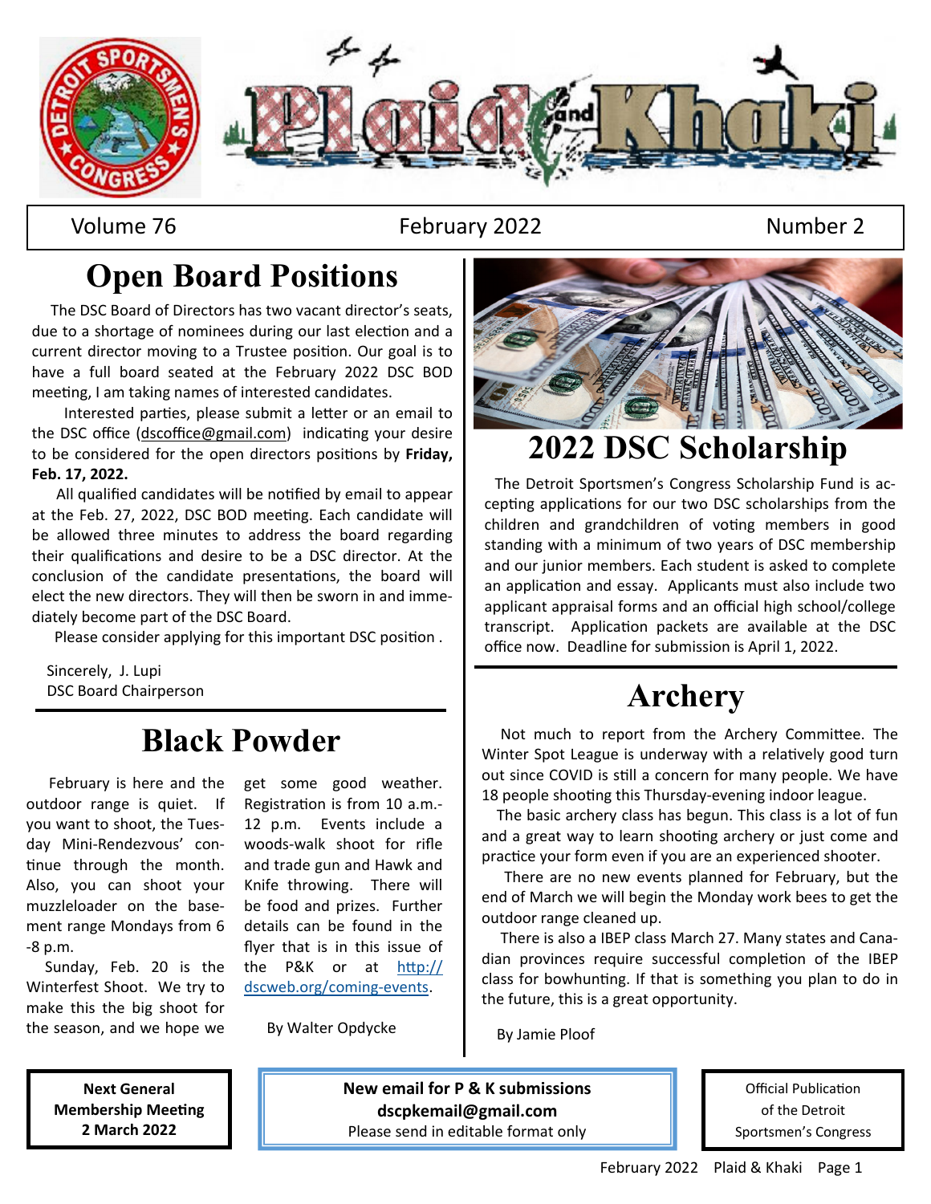# Plaid and Khaki

Volume 76 | February 2022 | Number 2

## Open Board Positions

The DSC Board of Directors has two vacant director's seats, due to a shortage of nominees during our last election and a current director moving to a Trustee position. Our goal is to have a full board seated at the February 2022 DSC BOD meeting, I am taking names of interested candidates.

Interested parties, please submit a letter or an email to the DSC office (dscoffice@gmail.com) indicating your desire to be considered for the open directors positions by **Friday, Feb. 17, 2022.**

All qualified candidates will be notified by email to appear at the Feb. 27, 2022, DSC BOD meeting. Each candidate will be allowed three minutes to address the board regarding their qualifications and desire to be a DSC director. At the conclusion of the candidate presentations, the board will elect the new directors. They will then be sworn in and immediately become part of the DSC Board.

Please consider applying for this important DSC position .

Sincerely, J. Lupi
DSC Board Chairperson

## Black Powder

February is here and the outdoor range is quiet. If you want to shoot, the Tuesday Mini-Rendezvous' continue through the month. Also, you can shoot your muzzleloader on the basement range Mondays from 6 -8 p.m.

Sunday, Feb. 20 is the Winterfest Shoot. We try to make this the big shoot for the season, and we hope we get some good weather. Registration is from 10 a.m.-12 p.m. Events include a woods-walk shoot for rifle and trade gun and Hawk and Knife throwing. There will be food and prizes. Further details can be found in the flyer that is in this issue of the P&K or at http://dscweb.org/coming-events.

By Walter Opdycke

## 2022 DSC Scholarship

The Detroit Sportsmen's Congress Scholarship Fund is accepting applications for our two DSC scholarships from the children and grandchildren of voting members in good standing with a minimum of two years of DSC membership and our junior members. Each student is asked to complete an application and essay. Applicants must also include two applicant appraisal forms and an official high school/college transcript. Application packets are available at the DSC office now. Deadline for submission is April 1, 2022.

## Archery

Not much to report from the Archery Committee. The Winter Spot League is underway with a relatively good turn out since COVID is still a concern for many people. We have 18 people shooting this Thursday-evening indoor league.

The basic archery class has begun. This class is a lot of fun and a great way to learn shooting archery or just come and practice your form even if you are an experienced shooter.

There are no new events planned for February, but the end of March we will begin the Monday work bees to get the outdoor range cleaned up.

There is also a IBEP class March 27. Many states and Canadian provinces require successful completion of the IBEP class for bowhunting. If that is something you plan to do in the future, this is a great opportunity.

By Jamie Ploof

**Next General Membership Meeting**
**2 March 2022**

**New email for P & K submissions**
**dscpkemail@gmail.com**
Please send in editable format only

Official Publication of the Detroit Sportsmen's Congress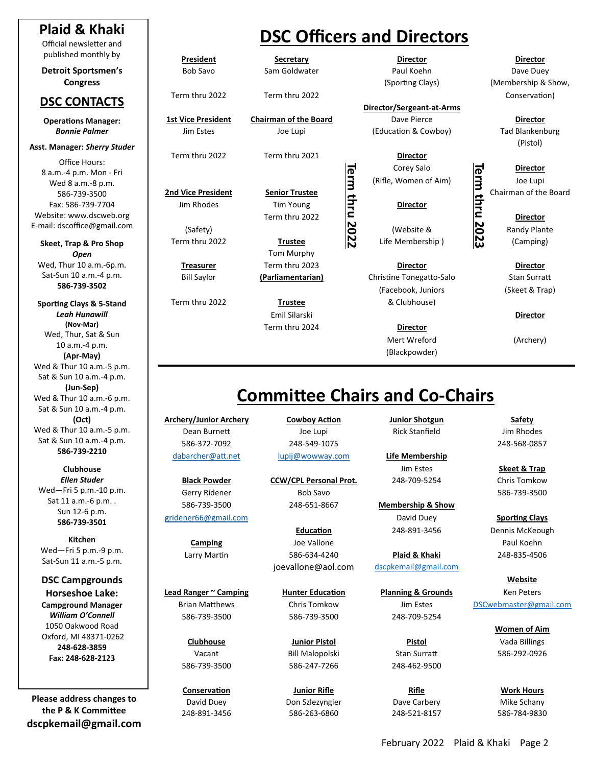## Plaid & Khaki

Official newsletter and published monthly by

**Detroit Sportsmen's Congress**

## DSC CONTACTS

**Operations Manager:** ***Bonnie Palmer***

**Asst. Manager:** ***Sherry Studer***

Office Hours:
8 a.m.-4 p.m. Mon - Fri
Wed 8 a.m.-8 p.m.
586-739-3500
Fax: 586-739-7704
Website: www.dscweb.org
E-mail: dscoffice@gmail.com

**Skeet, Trap & Pro Shop**
***Open***
Wed, Thur 10 a.m.-6p.m.
Sat-Sun 10 a.m.-4 p.m.
**586-739-3502**

**Sporting Clays & 5-Stand**
***Leah Hunawill***
**(Nov-Mar)**
Wed, Thur, Sat & Sun
10 a.m.-4 p.m.
**(Apr-May)**
Wed & Thur 10 a.m.-5 p.m.
Sat & Sun 10 a.m.-4 p.m.
**(Jun-Sep)**
Wed & Thur 10 a.m.-6 p.m.
Sat & Sun 10 a.m.-4 p.m.
**(Oct)**
Wed & Thur 10 a.m.-5 p.m.
Sat & Sun 10 a.m.-4 p.m.
**586-739-2210**

**Clubhouse**
***Ellen Studer***
Wed—Fri 5 p.m.-10 p.m.
Sat 11 a.m.-6 p.m. .
Sun 12-6 p.m.
**586-739-3501**

**Kitchen**
Wed—Fri 5 p.m.-9 p.m.
Sat-Sun 11 a.m.-5 p.m.

**DSC Campgrounds Horseshoe Lake:**
**Campground Manager**
***William O'Connell***
1050 Oakwood Road
Oxford, MI 48371-0262
**248-628-3859**
**Fax: 248-628-2123**

**Please address changes to the P & K Committee**
**dscpkemail@gmail.com**

# DSC Officers and Directors

**President**
Bob Savo
Term thru 2022

**1st Vice President**
Jim Estes
Term thru 2022

**2nd Vice President**
Jim Rhodes
(Safety)
Term thru 2022

**Treasurer**
Bill Saylor
Term thru 2022

**Secretary**
Sam Goldwater
Term thru 2022

**Chairman of the Board**
Joe Lupi
Term thru 2021

**Senior Trustee**
Tim Young
Term thru 2022

**Trustee**
Tom Murphy
Term thru 2023
**(Parliamentarian)**

**Trustee**
Emil Silarski
Term thru 2024

**Term thru 2022**

**Director**
Paul Koehn
(Sporting Clays)

**Director/Sergeant-at-Arms**
Dave Pierce
(Education & Cowboy)

**Director**
Corey Salo
(Rifle, Women of Aim)

**Director**
(Website & Life Membership )

**Director**
Christine Tonegatto-Salo
(Facebook, Juniors & Clubhouse)

**Director**
Mert Wreford
(Blackpowder)

**Term thru 2023**

**Director**
Dave Duey
(Membership & Show, Conservation)

**Director**
Tad Blankenburg
(Pistol)

**Director**
Joe Lupi
Chairman of the Board

**Director**
Randy Plante
(Camping)

**Director**
Stan Surratt
(Skeet & Trap)

**Director**
(Archery)

# Committee Chairs and Co-Chairs

**Archery/Junior Archery**
Dean Burnett
586-372-7092
dabarcher@att.net

**Black Powder**
Gerry Ridener
586-739-3500
gridener66@gmail.com

**Camping**
Larry Martin

**Lead Ranger ~ Camping**
Brian Matthews
586-739-3500

**Clubhouse**
Vacant
586-739-3500

**Conservation**
David Duey
248-891-3456

**Cowboy Action**
Joe Lupi
248-549-1075
lupij@wowway.com

**CCW/CPL Personal Prot.**
Bob Savo
248-651-8667

**Education**
Joe Vallone
586-634-4240
joevallone@aol.com

**Hunter Education**
Chris Tomkow
586-739-3500

**Junior Pistol**
Bill Malopolski
586-247-7266

**Junior Rifle**
Don Szlezyngier
586-263-6860

**Junior Shotgun**
Rick Stanfield

**Life Membership**
Jim Estes
248-709-5254

**Membership & Show**
David Duey
248-891-3456

**Plaid & Khaki**
dscpkemail@gmail.com

**Planning & Grounds**
Jim Estes
248-709-5254

**Pistol**
Stan Surratt
248-462-9500

**Rifle**
Dave Carbery
248-521-8157

**Safety**
Jim Rhodes
248-568-0857

**Skeet & Trap**
Chris Tomkow
586-739-3500

**Sporting Clays**
Dennis McKeough
Paul Koehn
248-835-4506

**Website**
Ken Peters
DSCwebmaster@gmail.com

**Women of Aim**
Vada Billings
586-292-0926

**Work Hours**
Mike Schany
586-784-9830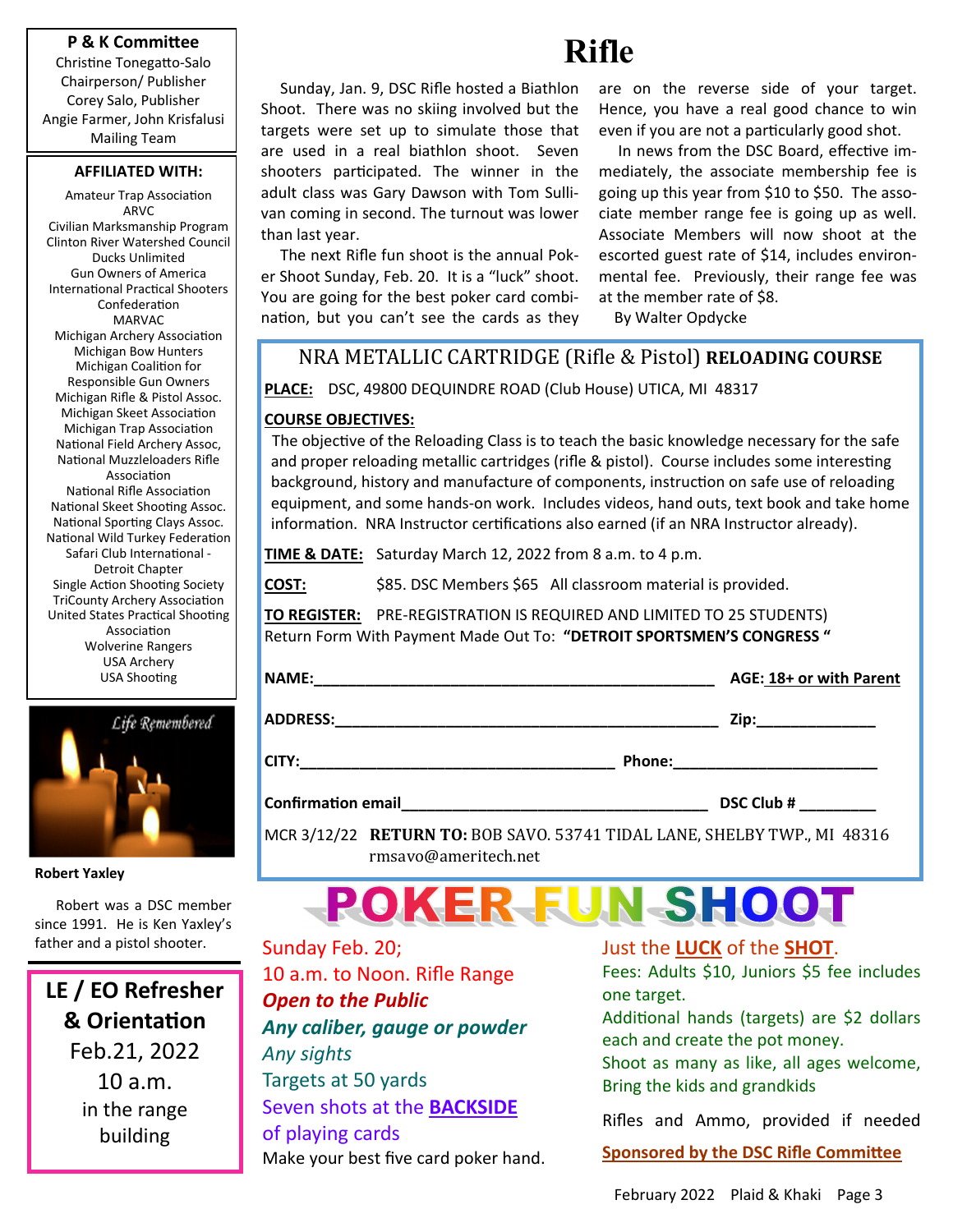**P & K Committee**
Christine Tonegatto-Salo
Chairperson/ Publisher
Corey Salo, Publisher
Angie Farmer, John Krisfalusi
Mailing Team

**AFFILIATED WITH:**

Amateur Trap Association
ARVC
Civilian Marksmanship Program
Clinton River Watershed Council
Ducks Unlimited
Gun Owners of America
International Practical Shooters Confederation
MARVAC
Michigan Archery Association
Michigan Bow Hunters
Michigan Coalition for Responsible Gun Owners
Michigan Rifle & Pistol Assoc.
Michigan Skeet Association
Michigan Trap Association
National Field Archery Assoc,
National Muzzleloaders Rifle Association
National Rifle Association
National Skeet Shooting Assoc.
National Sporting Clays Assoc.
National Wild Turkey Federation
Safari Club International - Detroit Chapter
Single Action Shooting Society
TriCounty Archery Association
United States Practical Shooting Association
Wolverine Rangers
USA Archery
USA Shooting

*Life Remembered*

**Robert Yaxley**

Robert was a DSC member since 1991. He is Ken Yaxley's father and a pistol shooter.

# Rifle

Sunday, Jan. 9, DSC Rifle hosted a Biathlon Shoot. There was no skiing involved but the targets were set up to simulate those that are used in a real biathlon shoot. Seven shooters participated. The winner in the adult class was Gary Dawson with Tom Sullivan coming in second. The turnout was lower than last year.

The next Rifle fun shoot is the annual Poker Shoot Sunday, Feb. 20. It is a "luck" shoot. You are going for the best poker card combination, but you can't see the cards as they are on the reverse side of your target. Hence, you have a real good chance to win even if you are not a particularly good shot.

In news from the DSC Board, effective immediately, the associate membership fee is going up this year from $10 to $50. The associate member range fee is going up as well. Associate Members will now shoot at the escorted guest rate of $14, includes environmental fee. Previously, their range fee was at the member rate of $8.

By Walter Opdycke

## NRA METALLIC CARTRIDGE (Rifle & Pistol) **RELOADING COURSE**

**PLACE:** DSC, 49800 DEQUINDRE ROAD (Club House) UTICA, MI 48317

**COURSE OBJECTIVES:**

The objective of the Reloading Class is to teach the basic knowledge necessary for the safe and proper reloading metallic cartridges (rifle & pistol). Course includes some interesting background, history and manufacture of components, instruction on safe use of reloading equipment, and some hands-on work. Includes videos, hand outs, text book and take home information. NRA Instructor certifications also earned (if an NRA Instructor already).

**TIME & DATE:** Saturday March 12, 2022 from 8 a.m. to 4 p.m.

**COST:** $85. DSC Members $65 All classroom material is provided.

**TO REGISTER:** PRE-REGISTRATION IS REQUIRED AND LIMITED TO 25 STUDENTS)
Return Form With Payment Made Out To: **"DETROIT SPORTSMEN'S CONGRESS "**

**NAME:**_______________________________________________ **AGE: 18+ or with Parent**

**ADDRESS:**____________________________________________ **Zip:**_____________

**CITY:**___________________________________ **Phone:**______________________

**Confirmation email**__________________________________ **DSC Club #** _________

MCR 3/12/22 **RETURN TO:** BOB SAVO. 53741 TIDAL LANE, SHELBY TWP., MI 48316
rmsavo@ameritech.net

# POKER FUN SHOOT

Sunday Feb. 20;
10 a.m. to Noon. Rifle Range
***Open to the Public***
***Any caliber, gauge or powder***
*Any sights*
Targets at 50 yards
Seven shots at the **BACKSIDE** of playing cards
Make your best five card poker hand.

Just the **LUCK** of the **SHOT**.
Fees: Adults $10, Juniors $5 fee includes one target.
Additional hands (targets) are $2 dollars each and create the pot money.
Shoot as many as like, all ages welcome, Bring the kids and grandkids

Rifles and Ammo, provided if needed

**Sponsored by the DSC Rifle Committee**

## LE / EO Refresher & Orientation

Feb.21, 2022
10 a.m.
in the range building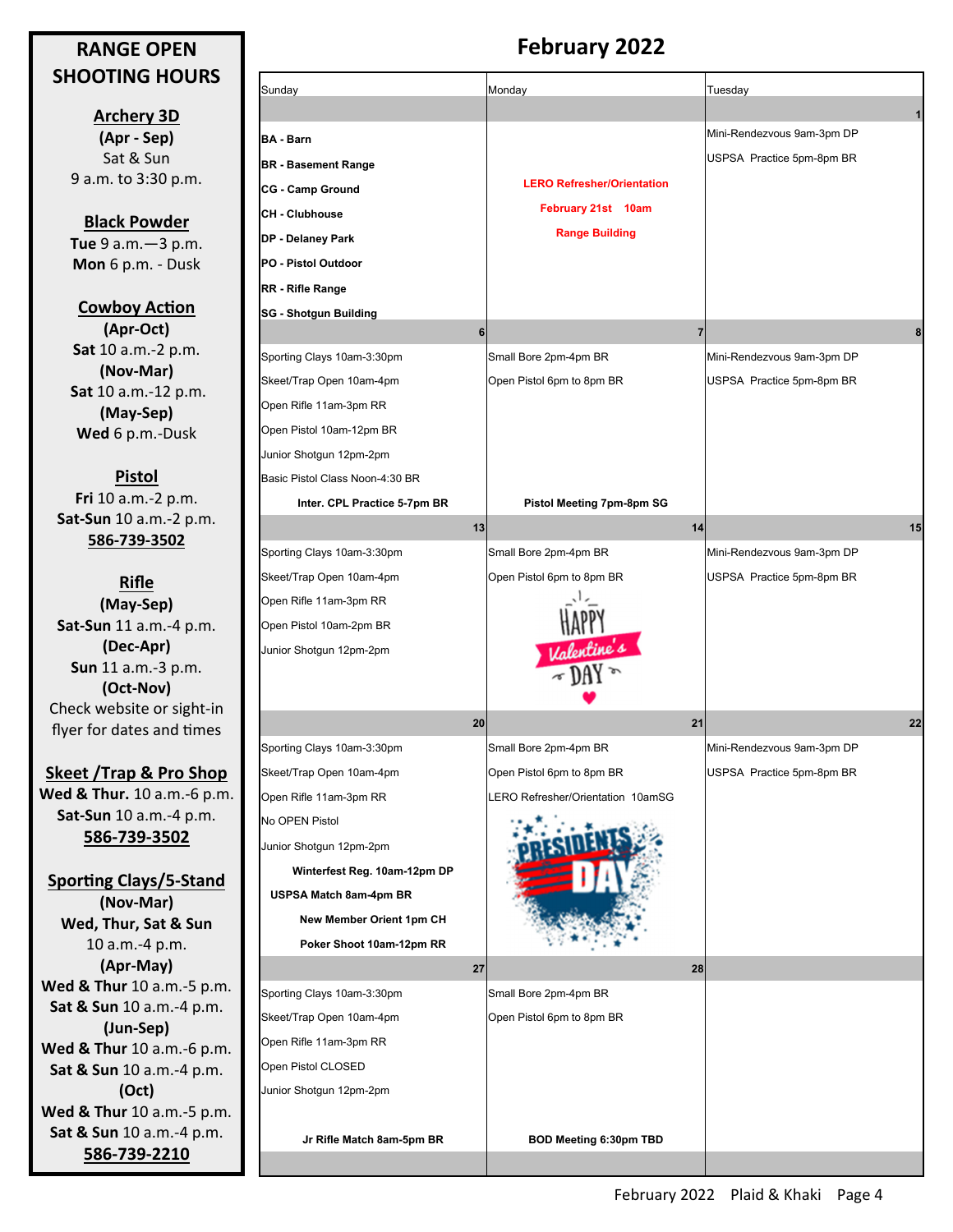## RANGE OPEN SHOOTING HOURS

**Archery 3D**
**(Apr - Sep)**
Sat & Sun
9 a.m. to 3:30 p.m.

**Black Powder**
**Tue** 9 a.m.—3 p.m.
**Mon** 6 p.m. - Dusk

**Cowboy Action**
**(Apr-Oct)**
**Sat** 10 a.m.-2 p.m.
**(Nov-Mar)**
**Sat** 10 a.m.-12 p.m.
**(May-Sep)**
**Wed** 6 p.m.-Dusk

**Pistol**
**Fri** 10 a.m.-2 p.m.
**Sat-Sun** 10 a.m.-2 p.m.
**586-739-3502**

**Rifle**
**(May-Sep)**
**Sat-Sun** 11 a.m.-4 p.m.
**(Dec-Apr)**
**Sun** 11 a.m.-3 p.m.
**(Oct-Nov)**
Check website or sight-in flyer for dates and times

**Skeet /Trap & Pro Shop**
**Wed & Thur.** 10 a.m.-6 p.m.
**Sat-Sun** 10 a.m.-4 p.m.
**586-739-3502**

**Sporting Clays/5-Stand**
**(Nov-Mar)**
**Wed, Thur, Sat & Sun**
10 a.m.-4 p.m.
**(Apr-May)**
**Wed & Thur** 10 a.m.-5 p.m.
**Sat & Sun** 10 a.m.-4 p.m.
**(Jun-Sep)**
**Wed & Thur** 10 a.m.-6 p.m.
**Sat & Sun** 10 a.m.-4 p.m.
**(Oct)**
**Wed & Thur** 10 a.m.-5 p.m.
**Sat & Sun** 10 a.m.-4 p.m.
**586-739-2210**

# February 2022

| Sunday | Monday | Tuesday |
|---|---|---|
| | | 1 |
| **BA - Barn**<br>**BR - Basement Range**<br>**CG - Camp Ground**<br>**CH - Clubhouse**<br>**DP - Delaney Park**<br>**PO - Pistol Outdoor**<br>**RR - Rifle Range**<br>**SG - Shotgun Building** | **LERO Refresher/Orientation**<br>**February 21st 10am**<br>**Range Building** | Mini-Rendezvous 9am-3pm DP<br>USPSA Practice 5pm-8pm BR |
| 6 | 7 | 8 |
| Sporting Clays 10am-3:30pm<br>Skeet/Trap Open 10am-4pm<br>Open Rifle 11am-3pm RR<br>Open Pistol 10am-12pm BR<br>Junior Shotgun 12pm-2pm<br>Basic Pistol Class Noon-4:30 BR<br>**Inter. CPL Practice 5-7pm BR** | Small Bore 2pm-4pm BR<br>Open Pistol 6pm to 8pm BR<br>**Pistol Meeting 7pm-8pm SG** | Mini-Rendezvous 9am-3pm DP<br>USPSA Practice 5pm-8pm BR |
| 13 | 14 | 15 |
| Sporting Clays 10am-3:30pm<br>Skeet/Trap Open 10am-4pm<br>Open Rifle 11am-3pm RR<br>Open Pistol 10am-2pm BR<br>Junior Shotgun 12pm-2pm | Small Bore 2pm-4pm BR<br>Open Pistol 6pm to 8pm BR<br>HAPPY Valentine's DAY | Mini-Rendezvous 9am-3pm DP<br>USPSA Practice 5pm-8pm BR |
| 20 | 21 | 22 |
| Sporting Clays 10am-3:30pm<br>Skeet/Trap Open 10am-4pm<br>Open Rifle 11am-3pm RR<br>No OPEN Pistol<br>Junior Shotgun 12pm-2pm<br>**Winterfest Reg. 10am-12pm DP**<br>**USPSA Match 8am-4pm BR**<br>**New Member Orient 1pm CH**<br>**Poker Shoot 10am-12pm RR** | Small Bore 2pm-4pm BR<br>Open Pistol 6pm to 8pm BR<br>LERO Refresher/Orientation 10amSG<br>PRESIDENTS DAY | Mini-Rendezvous 9am-3pm DP<br>USPSA Practice 5pm-8pm BR |
| 27 | 28 | |
| Sporting Clays 10am-3:30pm<br>Skeet/Trap Open 10am-4pm<br>Open Rifle 11am-3pm RR<br>Open Pistol CLOSED<br>Junior Shotgun 12pm-2pm<br>**Jr Rifle Match 8am-5pm BR** | Small Bore 2pm-4pm BR<br>Open Pistol 6pm to 8pm BR<br>**BOD Meeting 6:30pm TBD** | |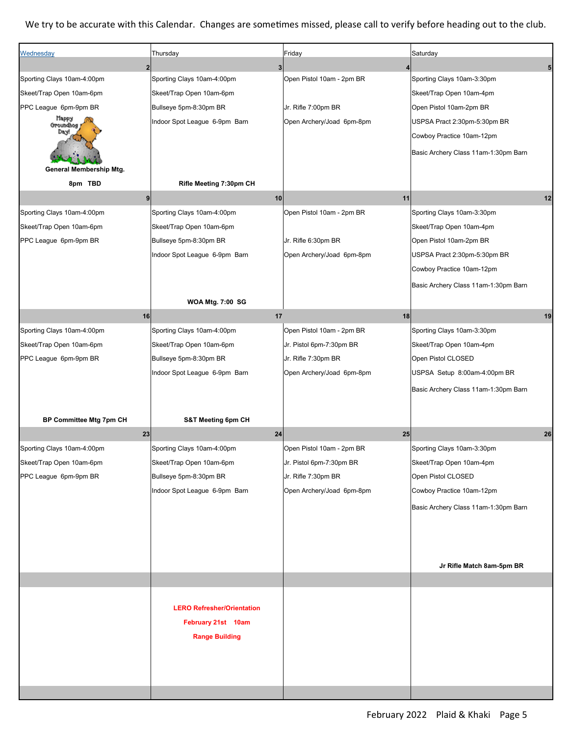We try to be accurate with this Calendar. Changes are sometimes missed, please call to verify before heading out to the club.

| Wednesday | Thursday | Friday | Saturday |
|---|---|---|---|
| **2** | **3** | **4** | **5** |
| Sporting Clays 10am-4:00pm<br>Skeet/Trap Open 10am-6pm<br>PPC League 6pm-9pm BR<br>Happy Groundhog Day!<br>**General Membership Mtg.**<br>**8pm TBD** | Sporting Clays 10am-4:00pm<br>Skeet/Trap Open 10am-6pm<br>Bullseye 5pm-8:30pm BR<br>Indoor Spot League 6-9pm Barn<br>**Rifle Meeting 7:30pm CH** | Open Pistol 10am - 2pm BR<br>Jr. Rifle 7:00pm BR<br>Open Archery/Joad 6pm-8pm | Sporting Clays 10am-3:30pm<br>Skeet/Trap Open 10am-4pm<br>Open Pistol 10am-2pm BR<br>USPSA Pract 2:30pm-5:30pm BR<br>Cowboy Practice 10am-12pm<br>Basic Archery Class 11am-1:30pm Barn |
| **9** | **10** | **11** | **12** |
| Sporting Clays 10am-4:00pm<br>Skeet/Trap Open 10am-6pm<br>PPC League 6pm-9pm BR | Sporting Clays 10am-4:00pm<br>Skeet/Trap Open 10am-6pm<br>Bullseye 5pm-8:30pm BR<br>Indoor Spot League 6-9pm Barn<br>**WOA Mtg. 7:00 SG** | Open Pistol 10am - 2pm BR<br>Jr. Rifle 6:30pm BR<br>Open Archery/Joad 6pm-8pm | Sporting Clays 10am-3:30pm<br>Skeet/Trap Open 10am-4pm<br>Open Pistol 10am-2pm BR<br>USPSA Pract 2:30pm-5:30pm BR<br>Cowboy Practice 10am-12pm<br>Basic Archery Class 11am-1:30pm Barn |
| **16** | **17** | **18** | **19** |
| Sporting Clays 10am-4:00pm<br>Skeet/Trap Open 10am-6pm<br>PPC League 6pm-9pm BR<br>**BP Committee Mtg 7pm CH** | Sporting Clays 10am-4:00pm<br>Skeet/Trap Open 10am-6pm<br>Bullseye 5pm-8:30pm BR<br>Indoor Spot League 6-9pm Barn<br>**S&T Meeting 6pm CH** | Open Pistol 10am - 2pm BR<br>Jr. Pistol 6pm-7:30pm BR<br>Jr. Rifle 7:30pm BR<br>Open Archery/Joad 6pm-8pm | Sporting Clays 10am-3:30pm<br>Skeet/Trap Open 10am-4pm<br>Open Pistol CLOSED<br>USPSA Setup 8:00am-4:00pm BR<br>Basic Archery Class 11am-1:30pm Barn |
| **23** | **24** | **25** | **26** |
| Sporting Clays 10am-4:00pm<br>Skeet/Trap Open 10am-6pm<br>PPC League 6pm-9pm BR | Sporting Clays 10am-4:00pm<br>Skeet/Trap Open 10am-6pm<br>Bullseye 5pm-8:30pm BR<br>Indoor Spot League 6-9pm Barn | Open Pistol 10am - 2pm BR<br>Jr. Pistol 6pm-7:30pm BR<br>Jr. Rifle 7:30pm BR<br>Open Archery/Joad 6pm-8pm | Sporting Clays 10am-3:30pm<br>Skeet/Trap Open 10am-4pm<br>Open Pistol CLOSED<br>Cowboy Practice 10am-12pm<br>Basic Archery Class 11am-1:30pm Barn<br>**Jr Rifle Match 8am-5pm BR** |
| | | | |
| | **LERO Refresher/Orientation**<br>**February 21st 10am**<br>**Range Building** | | |

February 2022 Plaid & Khaki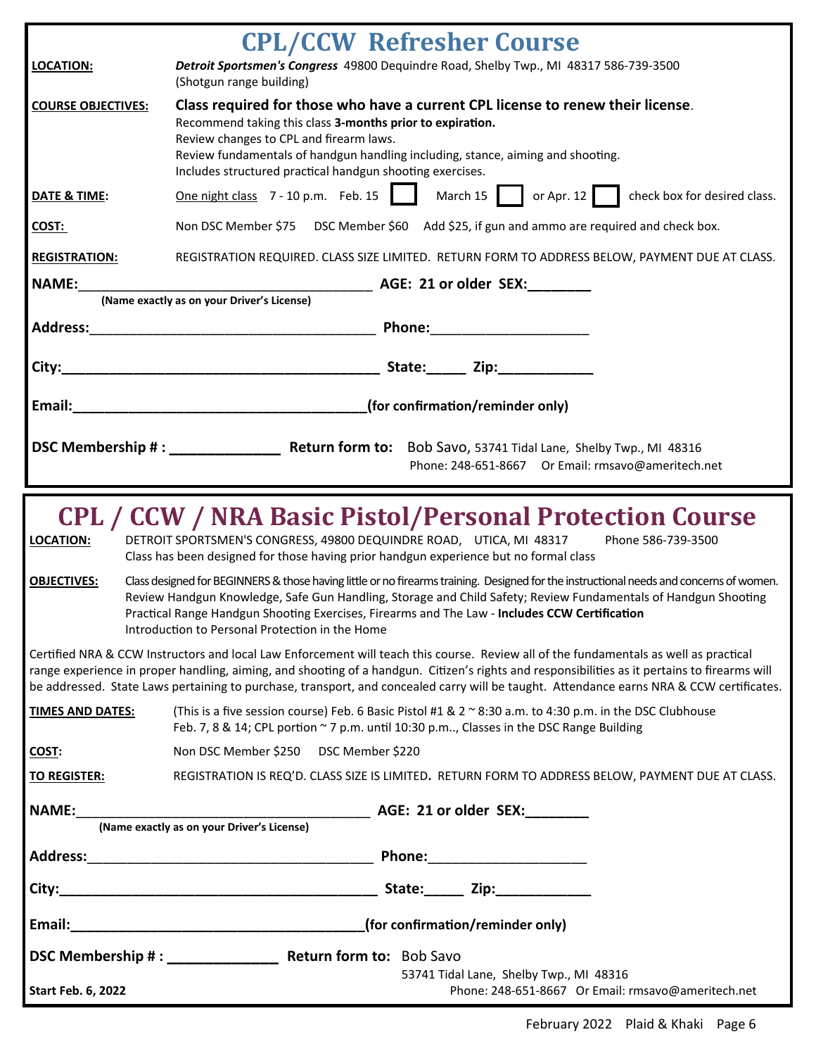# CPL/CCW Refresher Course

**LOCATION:** ***Detroit Sportsmen's Congress*** 49800 Dequindre Road, Shelby Twp., MI 48317 586-739-3500 (Shotgun range building)

**COURSE OBJECTIVES:** **Class required for those who have a current CPL license to renew their license**.
Recommend taking this class **3-months prior to expiration.**
Review changes to CPL and firearm laws.
Review fundamentals of handgun handling including, stance, aiming and shooting.
Includes structured practical handgun shooting exercises.

**DATE & TIME:** One night class 7 - 10 p.m. Feb. 15 ☐ March 15 ☐ or Apr. 12 ☐ check box for desired class.

**COST:** Non DSC Member $75 DSC Member $60 Add $25, if gun and ammo are required and check box.

**REGISTRATION:** REGISTRATION REQUIRED. CLASS SIZE LIMITED. RETURN FORM TO ADDRESS BELOW, PAYMENT DUE AT CLASS.

**NAME:**______________________________ **AGE: 21 or older SEX:**________
**(Name exactly as on your Driver's License)**

**Address:**______________________________ **Phone:**____________________

**City:**______________________________ **State:**_____ **Zip:**____________

**Email:**______________________________**(for confirmation/reminder only)**

**DSC Membership # :** _____________ **Return form to:** Bob Savo, 53741 Tidal Lane, Shelby Twp., MI 48316
Phone: 248-651-8667 Or Email: rmsavo@ameritech.net

# CPL / CCW / NRA Basic Pistol/Personal Protection Course

**LOCATION:** DETROIT SPORTSMEN'S CONGRESS, 49800 DEQUINDRE ROAD, UTICA, MI 48317 Phone 586-739-3500
Class has been designed for those having prior handgun experience but no formal class

**OBJECTIVES:** Class designed for BEGINNERS & those having little or no firearms training. Designed for the instructional needs and concerns of women. Review Handgun Knowledge, Safe Gun Handling, Storage and Child Safety; Review Fundamentals of Handgun Shooting Practical Range Handgun Shooting Exercises, Firearms and The Law - **Includes CCW Certification**
Introduction to Personal Protection in the Home

Certified NRA & CCW Instructors and local Law Enforcement will teach this course. Review all of the fundamentals as well as practical range experience in proper handling, aiming, and shooting of a handgun. Citizen's rights and responsibilities as it pertains to firearms will be addressed. State Laws pertaining to purchase, transport, and concealed carry will be taught. Attendance earns NRA & CCW certificates.

**TIMES AND DATES:** (This is a five session course) Feb. 6 Basic Pistol #1 & 2 ~ 8:30 a.m. to 4:30 p.m. in the DSC Clubhouse
Feb. 7, 8 & 14; CPL portion ~ 7 p.m. until 10:30 p.m.., Classes in the DSC Range Building

**COST:** Non DSC Member $250 DSC Member $220

**TO REGISTER:** REGISTRATION IS REQ'D. CLASS SIZE IS LIMITED**.** RETURN FORM TO ADDRESS BELOW, PAYMENT DUE AT CLASS.

**NAME:**______________________________ **AGE: 21 or older SEX:**________
**(Name exactly as on your Driver's License)**

**Address:**______________________________ **Phone:**____________________

**City:**______________________________ **State:**_____ **Zip:**____________

**Email:**______________________________**(for confirmation/reminder only)**

**DSC Membership # :** _____________ **Return form to:** Bob Savo
53741 Tidal Lane, Shelby Twp., MI 48316
Phone: 248-651-8667 Or Email: rmsavo@ameritech.net

**Start Feb. 6, 2022**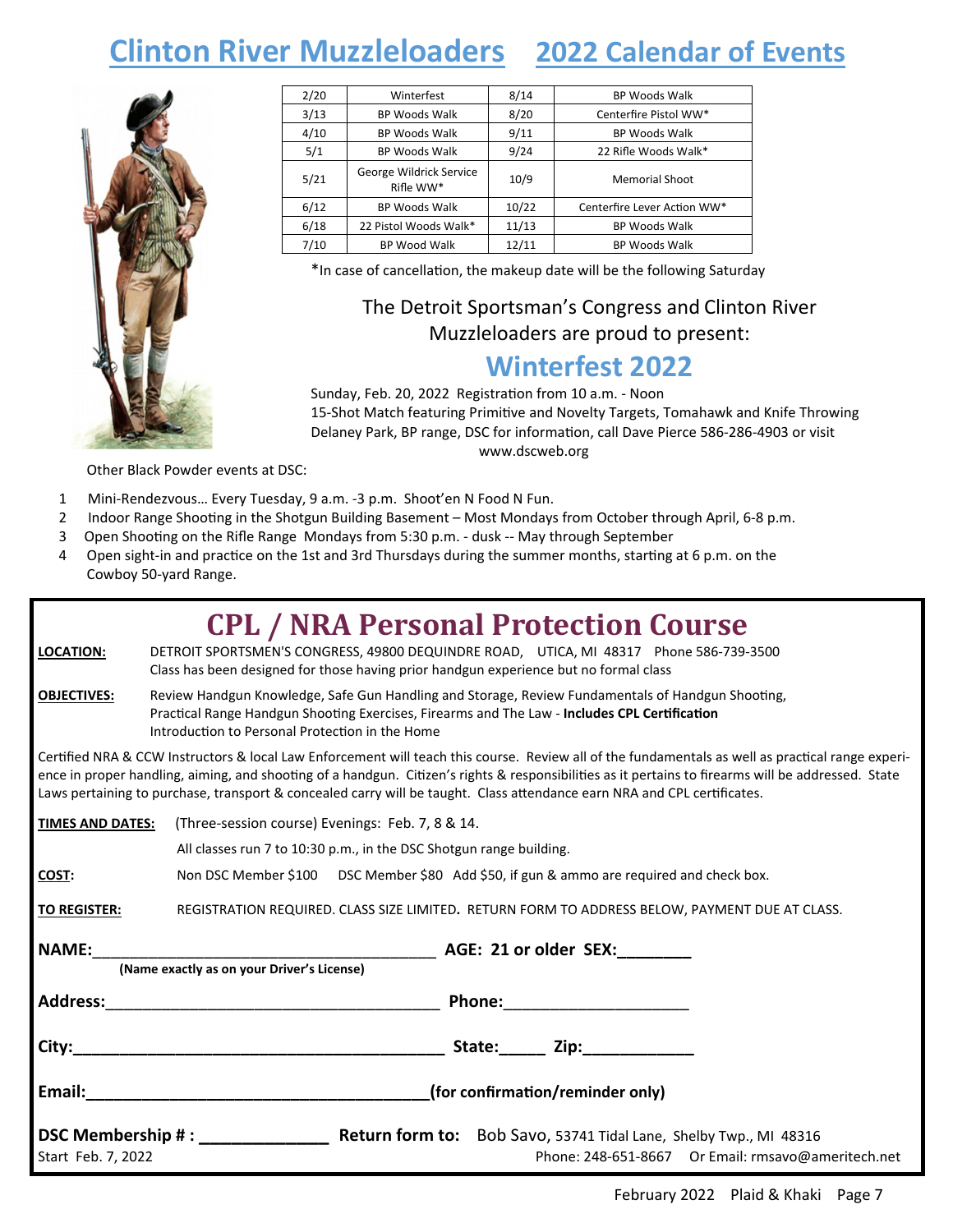# Clinton River Muzzleloaders 2022 Calendar of Events

| Date | Event | Date | Event |
|---|---|---|---|
| 2/20 | Winterfest | 8/14 | BP Woods Walk |
| 3/13 | BP Woods Walk | 8/20 | Centerfire Pistol WW* |
| 4/10 | BP Woods Walk | 9/11 | BP Woods Walk |
| 5/1 | BP Woods Walk | 9/24 | 22 Rifle Woods Walk* |
| 5/21 | George Wildrick Service Rifle WW* | 10/9 | Memorial Shoot |
| 6/12 | BP Woods Walk | 10/22 | Centerfire Lever Action WW* |
| 6/18 | 22 Pistol Woods Walk* | 11/13 | BP Woods Walk |
| 7/10 | BP Wood Walk | 12/11 | BP Woods Walk |

*In case of cancellation, the makeup date will be the following Saturday

The Detroit Sportsman's Congress and Clinton River Muzzleloaders are proud to present:

## Winterfest 2022

Sunday, Feb. 20, 2022 Registration from 10 a.m. - Noon
15-Shot Match featuring Primitive and Novelty Targets, Tomahawk and Knife Throwing
Delaney Park, BP range, DSC for information, call Dave Pierce 586-286-4903 or visit www.dscweb.org

Other Black Powder events at DSC:

1. Mini-Rendezvous… Every Tuesday, 9 a.m. -3 p.m. Shoot'en N Food N Fun.
2. Indoor Range Shooting in the Shotgun Building Basement – Most Mondays from October through April, 6-8 p.m.
3. Open Shooting on the Rifle Range Mondays from 5:30 p.m. - dusk -- May through September
4. Open sight-in and practice on the 1st and 3rd Thursdays during the summer months, starting at 6 p.m. on the Cowboy 50-yard Range.

## CPL / NRA Personal Protection Course

**LOCATION:** DETROIT SPORTSMEN'S CONGRESS, 49800 DEQUINDRE ROAD, UTICA, MI 48317 Phone 586-739-3500
Class has been designed for those having prior handgun experience but no formal class

**OBJECTIVES:** Review Handgun Knowledge, Safe Gun Handling and Storage, Review Fundamentals of Handgun Shooting, Practical Range Handgun Shooting Exercises, Firearms and The Law - **Includes CPL Certification**
Introduction to Personal Protection in the Home

Certified NRA & CCW Instructors & local Law Enforcement will teach this course. Review all of the fundamentals as well as practical range experience in proper handling, aiming, and shooting of a handgun. Citizen's rights & responsibilities as it pertains to firearms will be addressed. State Laws pertaining to purchase, transport & concealed carry will be taught. Class attendance earn NRA and CPL certificates.

**TIMES AND DATES:** (Three-session course) Evenings: Feb. 7, 8 & 14.
All classes run 7 to 10:30 p.m., in the DSC Shotgun range building.

**COST:** Non DSC Member $100 DSC Member $80 Add $50, if gun & ammo are required and check box.

**TO REGISTER:** REGISTRATION REQUIRED. CLASS SIZE LIMITED. RETURN FORM TO ADDRESS BELOW, PAYMENT DUE AT CLASS.

**NAME:**______________________________ **AGE: 21 or older SEX:**________
**(Name exactly as on your Driver's License)**

**Address:**______________________________ **Phone:**____________________

**City:**______________________________ **State:**_____ **Zip:**___________

**Email:**______________________________**(for confirmation/reminder only)**

**DSC Membership # :** ____________ **Return form to:** Bob Savo, 53741 Tidal Lane, Shelby Twp., MI 48316
Start Feb. 7, 2022 Phone: 248-651-8667 Or Email: rmsavo@ameritech.net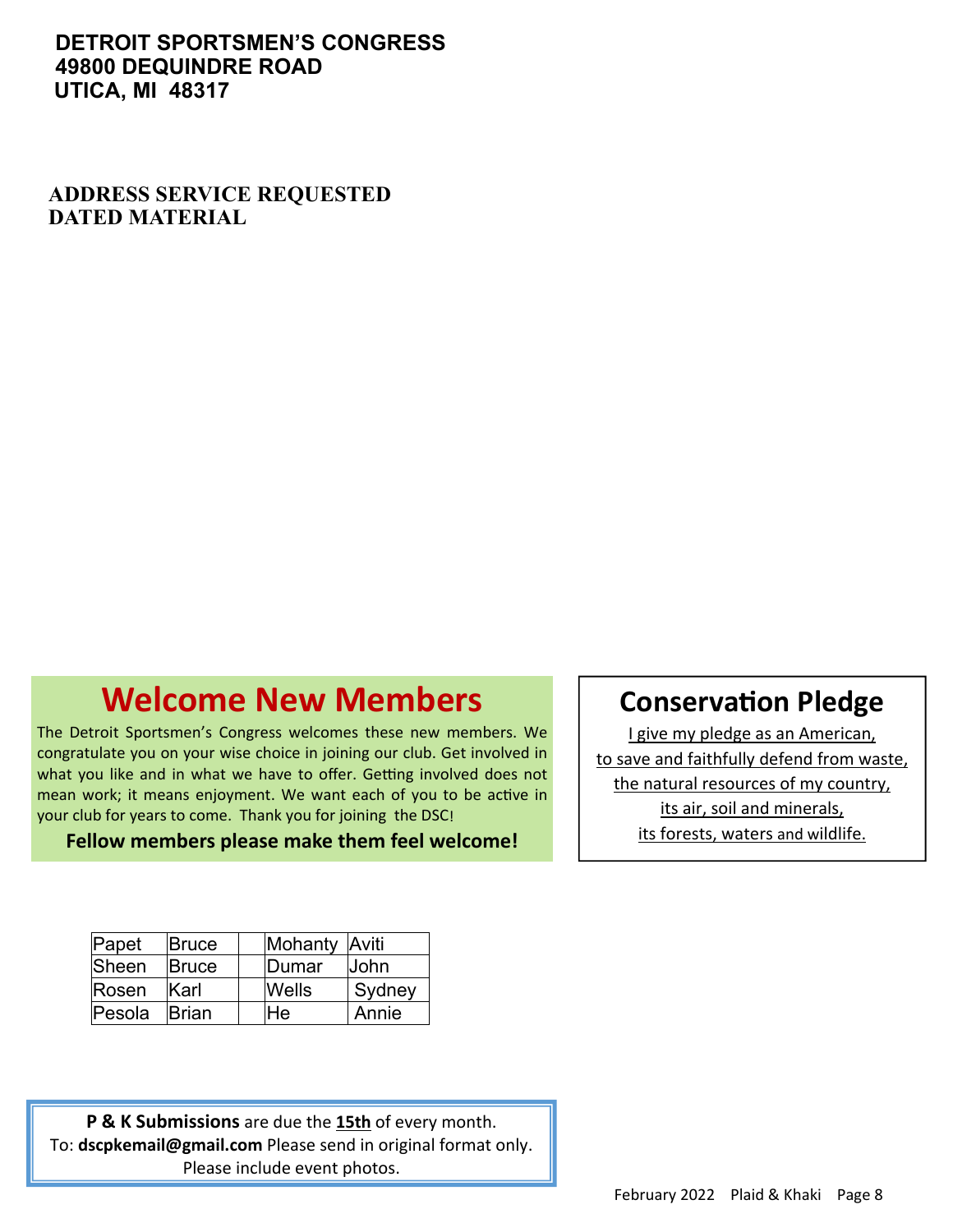**DETROIT SPORTSMEN'S CONGRESS**
**49800 DEQUINDRE ROAD**
**UTICA, MI 48317**

**ADDRESS SERVICE REQUESTED**
**DATED MATERIAL**

# Welcome New Members

The Detroit Sportsmen's Congress welcomes these new members. We congratulate you on your wise choice in joining our club. Get involved in what you like and in what we have to offer. Getting involved does not mean work; it means enjoyment. We want each of you to be active in your club for years to come. Thank you for joining the DSC!

**Fellow members please make them feel welcome!**

| | | | | |
|---|---|---|---|---|
| Papet | Bruce | | Mohanty | Aviti |
| Sheen | Bruce | | Dumar | John |
| Rosen | Karl | | Wells | Sydney |
| Pesola | Brian | | He | Annie |

# Conservation Pledge

I give my pledge as an American,
to save and faithfully defend from waste,
the natural resources of my country,
its air, soil and minerals,
its forests, waters and wildlife.

**P & K Submissions** are due the **15th** of every month.
To: **dscpkemail@gmail.com** Please send in original format only.
Please include event photos.